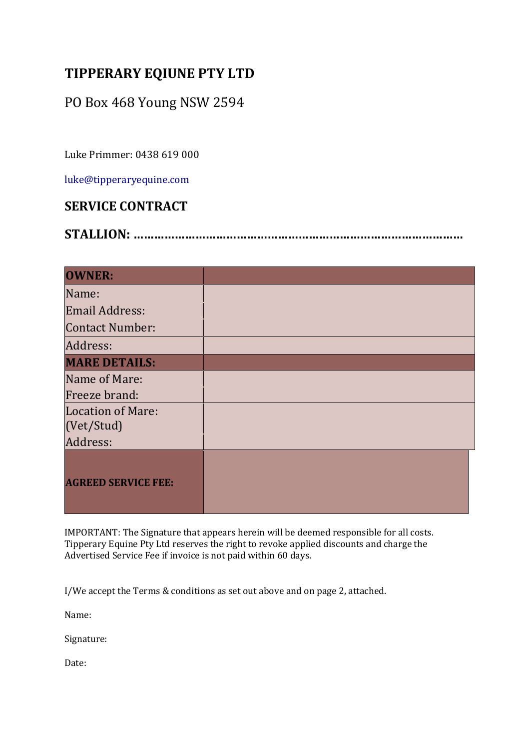# TIPPERARY EQIUNE PTY LTD

PO Box 468 Young NSW 2594

Luke Primmer: 0438 619 000

luke@tipperaryequine.com

## SERVICE CONTRACT

## STALLION: ………………………………………………………………………………….

| **OWNER:** | |
|---|---|
| Name:<br>Email Address:<br>Contact Number: | |
| Address: | |
| **MARE DETAILS:** | |
| Name of Mare:<br>Freeze brand: | |
| Location of Mare:<br>(Vet/Stud)<br>Address: | |
| **AGREED SERVICE FEE:** | |

IMPORTANT: The Signature that appears herein will be deemed responsible for all costs. Tipperary Equine Pty Ltd reserves the right to revoke applied discounts and charge the Advertised Service Fee if invoice is not paid within 60 days.

I/We accept the Terms & conditions as set out above and on page 2, attached.

Name:

Signature:

Date: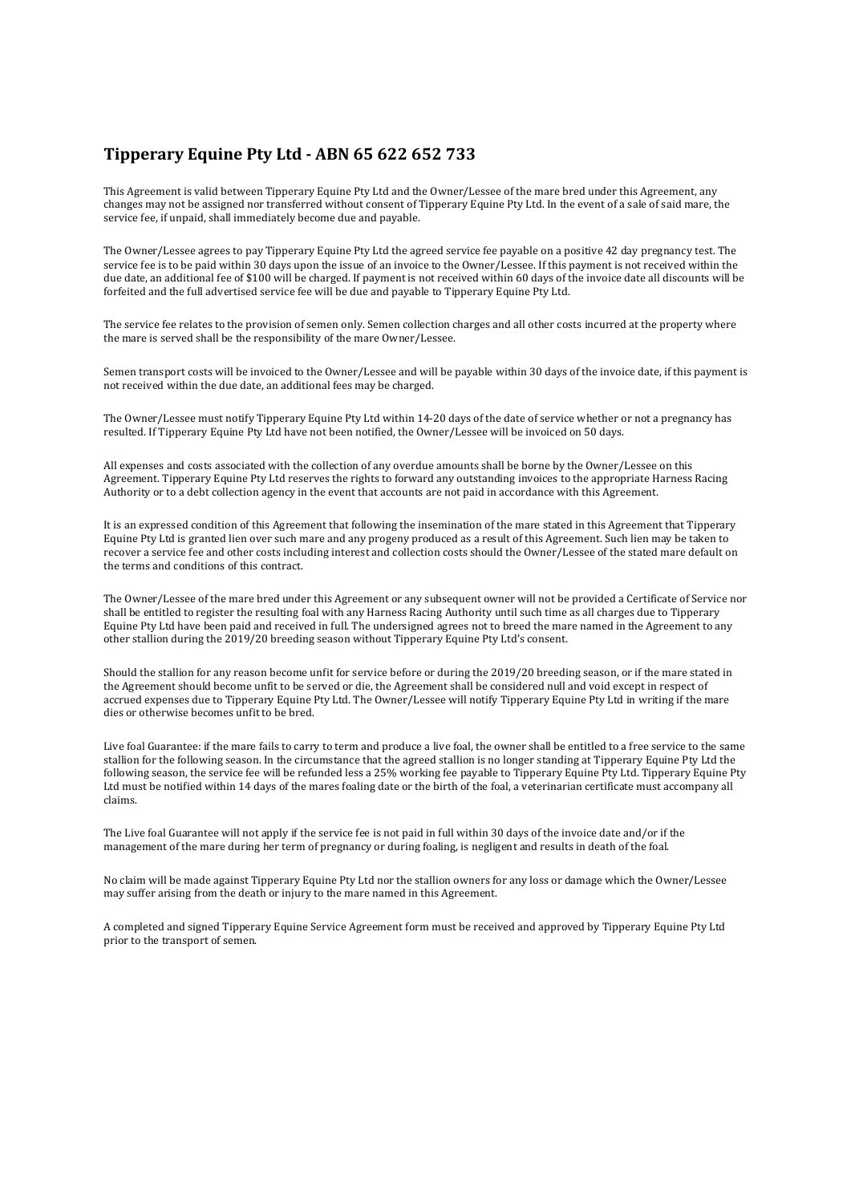## Tipperary Equine Pty Ltd - ABN 65 622 652 733

This Agreement is valid between Tipperary Equine Pty Ltd and the Owner/Lessee of the mare bred under this Agreement, any changes may not be assigned nor transferred without consent of Tipperary Equine Pty Ltd. In the event of a sale of said mare, the service fee, if unpaid, shall immediately become due and payable.

The Owner/Lessee agrees to pay Tipperary Equine Pty Ltd the agreed service fee payable on a positive 42 day pregnancy test. The service fee is to be paid within 30 days upon the issue of an invoice to the Owner/Lessee. If this payment is not received within the due date, an additional fee of $100 will be charged. If payment is not received within 60 days of the invoice date all discounts will be forfeited and the full advertised service fee will be due and payable to Tipperary Equine Pty Ltd.

The service fee relates to the provision of semen only. Semen collection charges and all other costs incurred at the property where the mare is served shall be the responsibility of the mare Owner/Lessee.

Semen transport costs will be invoiced to the Owner/Lessee and will be payable within 30 days of the invoice date, if this payment is not received within the due date, an additional fees may be charged.

The Owner/Lessee must notify Tipperary Equine Pty Ltd within 14-20 days of the date of service whether or not a pregnancy has resulted. If Tipperary Equine Pty Ltd have not been notified, the Owner/Lessee will be invoiced on 50 days.

All expenses and costs associated with the collection of any overdue amounts shall be borne by the Owner/Lessee on this Agreement. Tipperary Equine Pty Ltd reserves the rights to forward any outstanding invoices to the appropriate Harness Racing Authority or to a debt collection agency in the event that accounts are not paid in accordance with this Agreement.

It is an expressed condition of this Agreement that following the insemination of the mare stated in this Agreement that Tipperary Equine Pty Ltd is granted lien over such mare and any progeny produced as a result of this Agreement. Such lien may be taken to recover a service fee and other costs including interest and collection costs should the Owner/Lessee of the stated mare default on the terms and conditions of this contract.

The Owner/Lessee of the mare bred under this Agreement or any subsequent owner will not be provided a Certificate of Service nor shall be entitled to register the resulting foal with any Harness Racing Authority until such time as all charges due to Tipperary Equine Pty Ltd have been paid and received in full. The undersigned agrees not to breed the mare named in the Agreement to any other stallion during the 2019/20 breeding season without Tipperary Equine Pty Ltd's consent.

Should the stallion for any reason become unfit for service before or during the 2019/20 breeding season, or if the mare stated in the Agreement should become unfit to be served or die, the Agreement shall be considered null and void except in respect of accrued expenses due to Tipperary Equine Pty Ltd. The Owner/Lessee will notify Tipperary Equine Pty Ltd in writing if the mare dies or otherwise becomes unfit to be bred.

Live foal Guarantee: if the mare fails to carry to term and produce a live foal, the owner shall be entitled to a free service to the same stallion for the following season. In the circumstance that the agreed stallion is no longer standing at Tipperary Equine Pty Ltd the following season, the service fee will be refunded less a 25% working fee payable to Tipperary Equine Pty Ltd. Tipperary Equine Pty Ltd must be notified within 14 days of the mares foaling date or the birth of the foal, a veterinarian certificate must accompany all claims.

The Live foal Guarantee will not apply if the service fee is not paid in full within 30 days of the invoice date and/or if the management of the mare during her term of pregnancy or during foaling, is negligent and results in death of the foal.

No claim will be made against Tipperary Equine Pty Ltd nor the stallion owners for any loss or damage which the Owner/Lessee may suffer arising from the death or injury to the mare named in this Agreement.

A completed and signed Tipperary Equine Service Agreement form must be received and approved by Tipperary Equine Pty Ltd prior to the transport of semen.